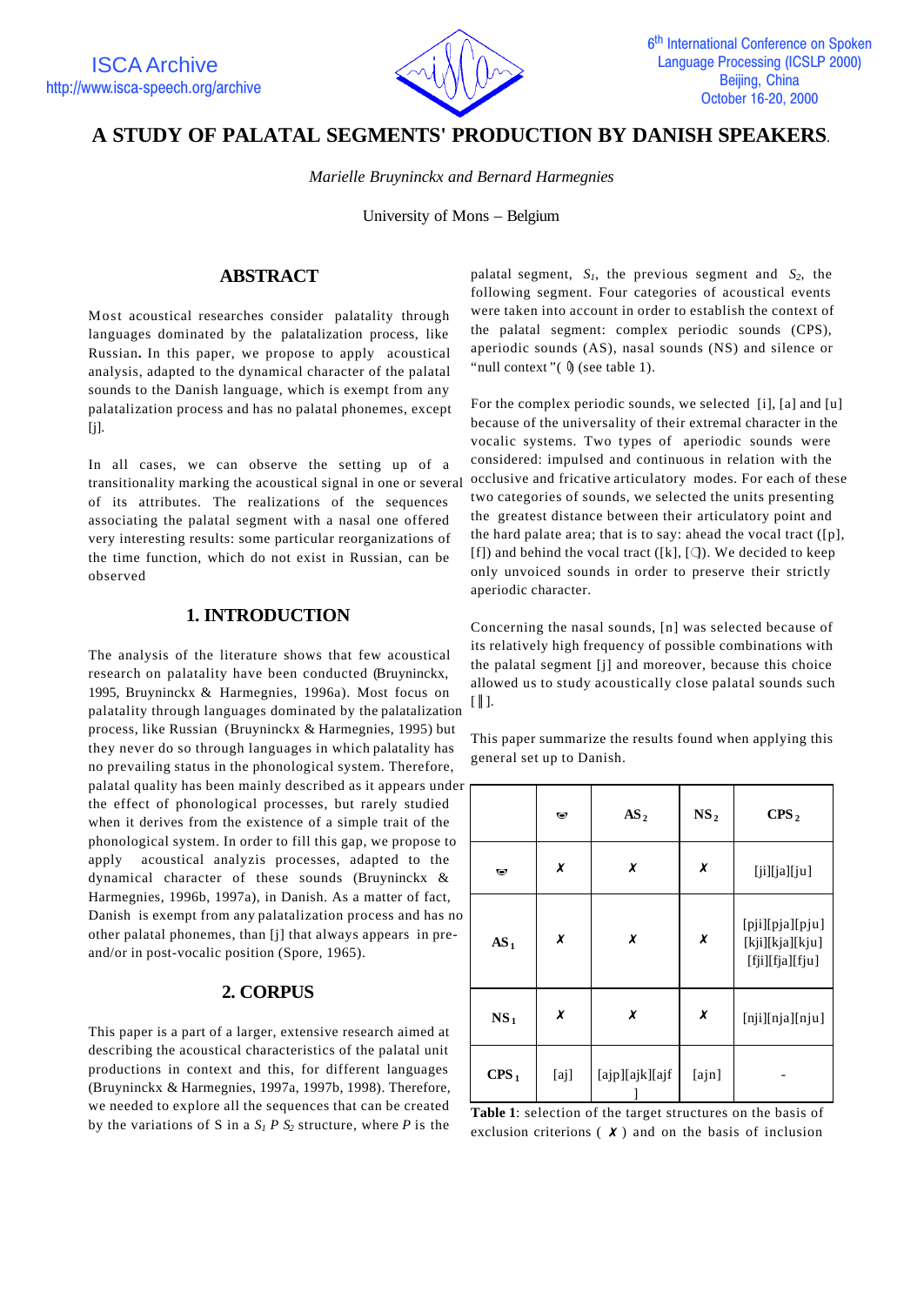# A STUDY OF PALATAL SEGMENTS' PRODUCTION BY DANISH SPEAKERS.

*Marielle Bruyninckx and Bernard Harmegnies*

University of Mons – Belgium

## ABSTRACT

Most acoustical researches consider palatality through languages dominated by the palatalization process, like Russian**.** In this paper, we propose to apply acoustical analysis, adapted to the dynamical character of the palatal sounds to the Danish language, which is exempt from any palatalization process and has no palatal phonemes, except [j].

In all cases, we can observe the setting up of a transitionality marking the acoustical signal in one or several of its attributes. The realizations of the sequences associating the palatal segment with a nasal one offered very interesting results: some particular reorganizations of the time function, which do not exist in Russian, can be observed

## 1. INTRODUCTION

The analysis of the literature shows that few acoustical research on palatality have been conducted (Bruyninckx, 1995, Bruyninckx & Harmegnies, 1996a). Most focus on palatality through languages dominated by the palatalization process, like Russian (Bruyninckx & Harmegnies, 1995) but they never do so through languages in which palatality has no prevailing status in the phonological system. Therefore, palatal quality has been mainly described as it appears under the effect of phonological processes, but rarely studied when it derives from the existence of a simple trait of the phonological system. In order to fill this gap, we propose to apply acoustical analyzis processes, adapted to the dynamical character of these sounds (Bruyninckx & Harmegnies, 1996b, 1997a), in Danish. As a matter of fact, Danish is exempt from any palatalization process and has no other palatal phonemes, than [j] that always appears in pre- and/or in post-vocalic position (Spore, 1965).

## 2. CORPUS

This paper is a part of a larger, extensive research aimed at describing the acoustical characteristics of the palatal unit productions in context and this, for different languages (Bruyninckx & Harmegnies, 1997a, 1997b, 1998). Therefore, we needed to explore all the sequences that can be created by the variations of S in a $S_1$ *P* $S_2$ structure, where *P* is the palatal segment, $S_1$, the previous segment and $S_2$, the following segment. Four categories of acoustical events were taken into account in order to establish the context of the palatal segment: complex periodic sounds (CPS), aperiodic sounds (AS), nasal sounds (NS) and silence or "null context "( Ø) (see table 1).

For the complex periodic sounds, we selected [i], [a] and [u] because of the universality of their extremal character in the vocalic systems. Two types of aperiodic sounds were considered: impulsed and continuous in relation with the occlusive and fricative articulatory modes. For each of these two categories of sounds, we selected the units presenting the greatest distance between their articulatory point and the hard palate area; that is to say: ahead the vocal tract ([p], [f]) and behind the vocal tract ([k], [χ]). We decided to keep only unvoiced sounds in order to preserve their strictly aperiodic character.

Concerning the nasal sounds, [n] was selected because of its relatively high frequency of possible combinations with the palatal segment [j] and moreover, because this choice allowed us to study acoustically close palatal sounds such [ɲ].

This paper summarize the results found when applying this general set up to Danish.

|  | Ø | $AS_2$ | $NS_2$ | $CPS_2$ |
|---|---|---|---|---|
| Ø | ✗ | ✗ | ✗ | [ji][ja][ju] |
| $AS_1$ | ✗ | ✗ | ✗ | [pji][pja][pju] [kji][kja][kju] [fji][fja][fju] |
| $NS_1$ | ✗ | ✗ | ✗ | [nji][nja][nju] |
| $CPS_1$ | [aj] | [ajp][ajk][ajf] | [ajn] | - |

**Table 1**: selection of the target structures on the basis of exclusion criterions ( ✗ ) and on the basis of inclusion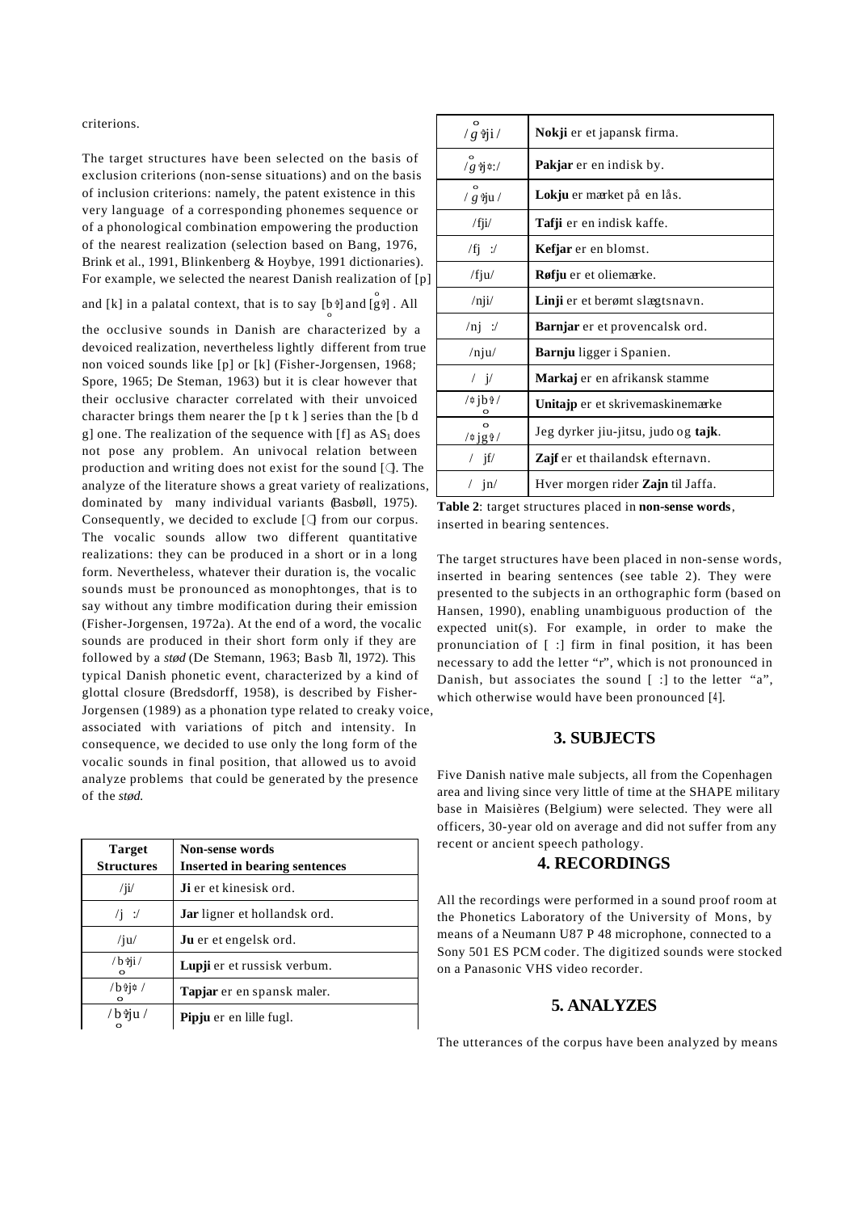criterions.

The target structures have been selected on the basis of exclusion criterions (non-sense situations) and on the basis of inclusion criterions: namely, the patent existence in this very language of a corresponding phonemes sequence or of a phonological combination empowering the production of the nearest realization (selection based on Bang, 1976, Brink et al., 1991, Blinkenberg & Hoybye, 1991 dictionaries). For example, we selected the nearest Danish realization of [p] and [k] in a palatal context, that is to say [b̥ʲ] and [g̊ʲ]. All the occlusive sounds in Danish are characterized by a devoiced realization, nevertheless lightly different from true non voiced sounds like [p] or [k] (Fisher-Jorgensen, 1968; Spore, 1965; De Steman, 1963) but it is clear however that their occlusive character correlated with their unvoiced character brings them nearer the [p t k ] series than the [b d g] one. The realization of the sequence with [f] as $AS_1$ does not pose any problem. An univocal relation between production and writing does not exist for the sound [ ]. The analyze of the literature shows a great variety of realizations, dominated by many individual variants (Basbøll, 1975). Consequently, we decided to exclude [ ] from our corpus. The vocalic sounds allow two different quantitative realizations: they can be produced in a short or in a long form. Nevertheless, whatever their duration is, the vocalic sounds must be pronounced as monophtonges, that is to say without any timbre modification during their emission (Fisher-Jorgensen, 1972a). At the end of a word, the vocalic sounds are produced in their short form only if they are followed by a *stød* (De Stemann, 1963; Basbøll, 1972). This typical Danish phonetic event, characterized by a kind of glottal closure (Bredsdorff, 1958), is described by Fisher-Jorgensen (1989) as a phonation type related to creaky voice, associated with variations of pitch and intensity. In consequence, we decided to use only the long form of the vocalic sounds in final position, that allowed us to avoid analyze problems that could be generated by the presence of the *stød*.

| Target Structures | Non-sense words Inserted in bearing sentences |
|---|---|
| /ji/ | **Ji** er et kinesisk ord. |
| /j :/ | **Jar** ligner et hollandsk ord. |
| /ju/ | **Ju** er et engelsk ord. |
| /b̥ʲji/ | **Lupji** er et russisk verbum. |
| /b̥ʲj / | **Tapjar** er en spansk maler. |
| /b̥ʲju/ | **Pipju** er en lille fugl. |
| /g̊ʲji/ | **Nokji** er et japansk firma. |
| /g̊ʲj :/ | **Pakjar** er en indisk by. |
| /g̊ʲju/ | **Lokju** er mærket på en lås. |
| /fji/ | **Tafji** er en indisk kaffe. |
| /fj :/ | **Kefjar** er en blomst. |
| /fju/ | **Røfju** er et oliemærke. |
| /nji/ | **Linji** er et berømt slægtsnavn. |
| /nj :/ | **Barnjar** er et provencalsk ord. |
| /nju/ | **Barnju** ligger i Spanien. |
| / j/ | **Markaj** er en afrikansk stamme |
| / jb̥ / | **Unitajp** er et skrivemaskinemærke |
| / jg̊ / | Jeg dyrker jiu-jitsu, judo og **tajk**. |
| / jf/ | **Zajf** er et thailandsk efternavn. |
| / jn/ | Hver morgen rider **Zajn** til Jaffa. |

**Table 2**: target structures placed in **non-sense words**, inserted in bearing sentences.

The target structures have been placed in non-sense words, inserted in bearing sentences (see table 2). They were presented to the subjects in an orthographic form (based on Hansen, 1990), enabling unambiguous production of the expected unit(s). For example, in order to make the pronunciation of [ :] firm in final position, it has been necessary to add the letter "r", which is not pronounced in Danish, but associates the sound [ :] to the letter "a", which otherwise would have been pronounced [ ].

## 3. SUBJECTS

Five Danish native male subjects, all from the Copenhagen area and living since very little of time at the SHAPE military base in Maisières (Belgium) were selected. They were all officers, 30-year old on average and did not suffer from any recent or ancient speech pathology.

## 4. RECORDINGS

All the recordings were performed in a sound proof room at the Phonetics Laboratory of the University of Mons, by means of a Neumann U87 P 48 microphone, connected to a Sony 501 ES PCM coder. The digitized sounds were stocked on a Panasonic VHS video recorder.

## 5. ANALYZES

The utterances of the corpus have been analyzed by means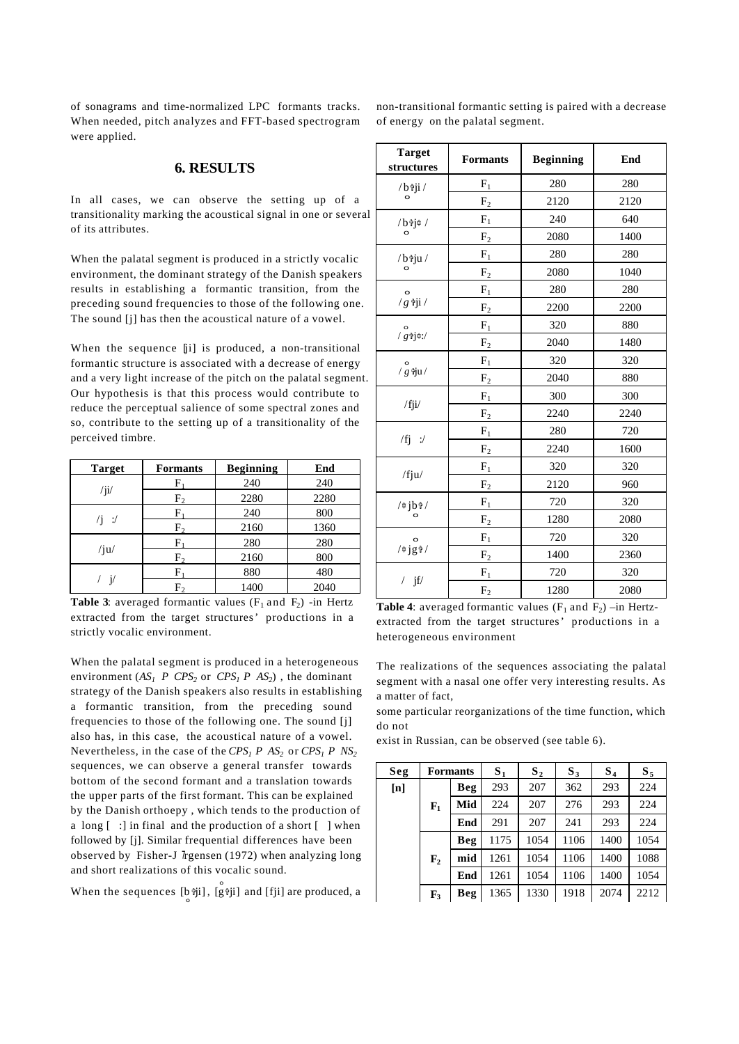of sonagrams and time-normalized LPC formants tracks. When needed, pitch analyzes and FFT-based spectrogram were applied.

## 6. RESULTS

In all cases, we can observe the setting up of a transitionality marking the acoustical signal in one or several of its attributes.

When the palatal segment is produced in a strictly vocalic environment, the dominant strategy of the Danish speakers results in establishing a formantic transition, from the preceding sound frequencies to those of the following one. The sound [j] has then the acoustical nature of a vowel.

When the sequence [ji] is produced, a non-transitional formantic structure is associated with a decrease of energy and a very light increase of the pitch on the palatal segment. Our hypothesis is that this process would contribute to reduce the perceptual salience of some spectral zones and so, contribute to the setting up of a transitionality of the perceived timbre.

| Target | Formants | Beginning | End |
|---|---|---|---|
| /ji/ | $F_1$ | 240 | 240 |
| | $F_2$ | 2280 | 2280 |
| /j :/ | $F_1$ | 240 | 800 |
| | $F_2$ | 2160 | 1360 |
| /ju/ | $F_1$ | 280 | 280 |
| | $F_2$ | 2160 | 800 |
| / j/ | $F_1$ | 880 | 480 |
| | $F_2$ | 1400 | 2040 |

**Table 3**: averaged formantic values ($F_1$ and $F_2$) -in Hertz extracted from the target structures' productions in a strictly vocalic environment.

When the palatal segment is produced in a heterogeneous environment ($AS_1$ P $CPS_2$ or $CPS_1$ P $AS_2$) , the dominant strategy of the Danish speakers also results in establishing a formantic transition, from the preceding sound frequencies to those of the following one. The sound [j] also has, in this case, the acoustical nature of a vowel. Nevertheless, in the case of the $CPS_1$ P $AS_2$ or $CPS_1$ P $NS_2$ sequences, we can observe a general transfer towards bottom of the second formant and a translation towards the upper parts of the first formant. This can be explained by the Danish orthoepy , which tends to the production of a long [ :] in final and the production of a short [ ] when followed by [j]. Similar frequential differences have been observed by Fisher-Jørgensen (1972) when analyzing long and short realizations of this vocalic sound.

When the sequences [b̥ji], [g̊ji] and [fji] are produced, a non-transitional formantic setting is paired with a decrease of energy on the palatal segment.

| Target structures | Formants | Beginning | End |
|---|---|---|---|
| /b̥ji/ | $F_1$ | 280 | 280 |
| | $F_2$ | 2120 | 2120 |
| /b̥j :/ | $F_1$ | 240 | 640 |
| | $F_2$ | 2080 | 1400 |
| /b̥ju/ | $F_1$ | 280 | 280 |
| | $F_2$ | 2080 | 1040 |
| /g̊ji/ | $F_1$ | 280 | 280 |
| | $F_2$ | 2200 | 2200 |
| /g̊j :/ | $F_1$ | 320 | 880 |
| | $F_2$ | 2040 | 1480 |
| /g̊ju/ | $F_1$ | 320 | 320 |
| | $F_2$ | 2040 | 880 |
| /fji/ | $F_1$ | 300 | 300 |
| | $F_2$ | 2240 | 2240 |
| /fj :/ | $F_1$ | 280 | 720 |
| | $F_2$ | 2240 | 1600 |
| /fju/ | $F_1$ | 320 | 320 |
| | $F_2$ | 2120 | 960 |
| / jb̥ / | $F_1$ | 720 | 320 |
| | $F_2$ | 1280 | 2080 |
| / jg̊ / | $F_1$ | 720 | 320 |
| | $F_2$ | 1400 | 2360 |
| / jf/ | $F_1$ | 720 | 320 |
| | $F_2$ | 1280 | 2080 |

**Table 4**: averaged formantic values ($F_1$ and $F_2$) –in Hertz- extracted from the target structures' productions in a heterogeneous environment

The realizations of the sequences associating the palatal segment with a nasal one offer very interesting results. As a matter of fact, some particular reorganizations of the time function, which do not exist in Russian, can be observed (see table 6).

| Seg | Formants | | $S_1$ | $S_2$ | $S_3$ | $S_4$ | $S_5$ |
|---|---|---|---|---|---|---|---|
| [n] | $F_1$ | Beg | 293 | 207 | 362 | 293 | 224 |
| | | Mid | 224 | 207 | 276 | 293 | 224 |
| | | End | 291 | 207 | 241 | 293 | 224 |
| | $F_2$ | Beg | 1175 | 1054 | 1106 | 1400 | 1054 |
| | | mid | 1261 | 1054 | 1106 | 1400 | 1088 |
| | | End | 1261 | 1054 | 1106 | 1400 | 1054 |
| | $F_3$ | Beg | 1365 | 1330 | 1918 | 2074 | 2212 |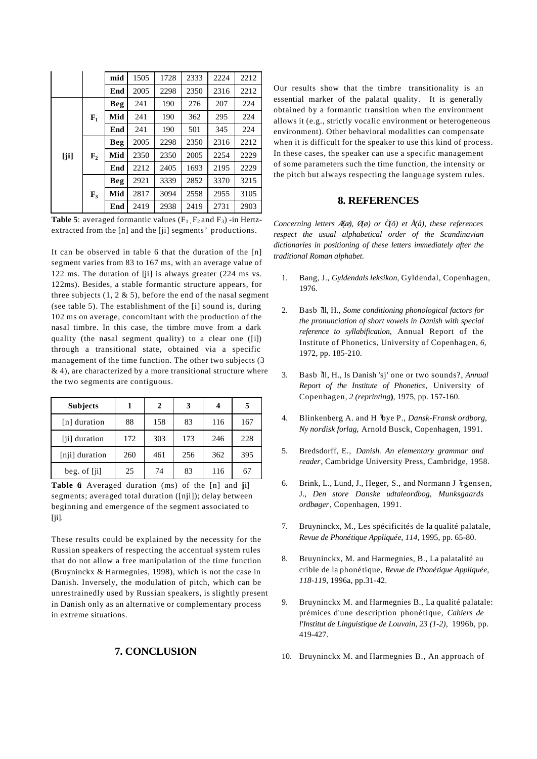|  |  | mid | 1505 | 1728 | 2333 | 2224 | 2212 |
|---|---|---|---|---|---|---|---|
|  |  | End | 2005 | 2298 | 2350 | 2316 | 2212 |
| [ji] | $F_1$ | Beg | 241 | 190 | 276 | 207 | 224 |
|  |  | Mid | 241 | 190 | 362 | 295 | 224 |
|  |  | End | 241 | 190 | 501 | 345 | 224 |
|  | $F_2$ | Beg | 2005 | 2298 | 2350 | 2316 | 2212 |
|  |  | Mid | 2350 | 2350 | 2005 | 2254 | 2229 |
|  |  | End | 2212 | 2405 | 1693 | 2195 | 2229 |
|  | $F_3$ | Beg | 2921 | 3339 | 2852 | 3370 | 3215 |
|  |  | Mid | 2817 | 3094 | 2558 | 2955 | 3105 |
|  |  | End | 2419 | 2938 | 2419 | 2731 | 2903 |

**Table 5**: averaged formantic values ($F_1$, $F_2$ and $F_3$) -in Hertz- extracted from the [n] and the [ji] segments' productions.

It can be observed in table 6 that the duration of the [n] segment varies from 83 to 167 ms, with an average value of 122 ms. The duration of [ji] is always greater (224 ms vs. 122ms). Besides, a stable formantic structure appears, for three subjects (1, 2 & 5), before the end of the nasal segment (see table 5). The establishment of the [i] sound is, during 102 ms on average, concomitant with the production of the nasal timbre. In this case, the timbre move from a dark quality (the nasal segment quality) to a clear one ([i]) through a transitional state, obtained via a specific management of the time function. The other two subjects (3 & 4), are characterized by a more transitional structure where the two segments are contiguous.

| Subjects | 1 | 2 | 3 | 4 | 5 |
|---|---|---|---|---|---|
| [n] duration | 88 | 158 | 83 | 116 | 167 |
| [ji] duration | 172 | 303 | 173 | 246 | 228 |
| [nji] duration | 260 | 461 | 256 | 362 | 395 |
| beg. of [ji] | 25 | 74 | 83 | 116 | 67 |

**Table 6**: Averaged duration (ms) of the [n] and [ji] segments; averaged total duration ([nji]); delay between beginning and emergence of the segment associated to [ji].

These results could be explained by the necessity for the Russian speakers of respecting the accentual system rules that do not allow a free manipulation of the time function (Bruyninckx & Harmegnies, 1998), which is not the case in Danish. Inversely, the modulation of pitch, which can be unrestrainedly used by Russian speakers, is slightly present in Danish only as an alternative or complementary process in extreme situations.

## 7. CONCLUSION

Our results show that the timbre transitionality is an essential marker of the palatal quality. It is generally obtained by a formantic transition when the environment allows it (e.g., strictly vocalic environment or heterogeneous environment). Other behavioral modalities can compensate when it is difficult for the speaker to use this kind of process. In these cases, the speaker can use a specific management of some parameters such the time function, the intensity or the pitch but always respecting the language system rules.

## 8. REFERENCES

*Concerning letters Æ(æ), Ø(ø) or Ö(ö) et Å(å), these references respect the usual alphabetical order of the Scandinavian dictionaries in positioning of these letters immediately after the traditional Roman alphabet.*

1. Bang, J., *Gyldendals leksikon*, Gyldendal, Copenhagen, 1976.
2. Basbøll, H., *Some conditioning phonological factors for the pronunciation of short vowels in Danish with special reference to syllabification,* Annual Report of the Institute of Phonetics, University of Copenhagen, *6*, 1972, pp. 185-210.
3. Basbøll, H., Is Danish 'sj' one or two sounds?, *Annual Report of the Institute of Phonetics*, University of Copenhagen, *2 (reprinting)*, 1975, pp. 157-160.
4. Blinkenberg A. and Høye P., *Dansk-Fransk ordborg, Ny nordisk forlag,* Arnold Busck, Copenhagen, 1991.
5. Bredsdorff, E., *Danish. An elementary grammar and reader*, Cambridge University Press, Cambridge, 1958.
6. Brink, L., Lund, J., Heger, S., and Normann Jørgensen, J., *Den store Danske udtaleordbog, Munksgaards ordbøger*, Copenhagen, 1991.
7. Bruyninckx, M., Les spécificités de la qualité palatale, *Revue de Phonétique Appliquée*, *114*, 1995, pp. 65-80.
8. Bruyninckx, M. and Harmegnies, B., La palatalité au crible de la phonétique, *Revue de Phonétique Appliquée*, *118-119*, 1996a, pp.31-42.
9. Bruyninckx M. and Harmegnies B., La qualité palatale: prémices d'une description phonétique, *Cahiers de l'Institut de Linguistique de Louvain, 23 (1-2)*, 1996b, pp. 419-427.
10. Bruyninckx M. and Harmegnies B., An approach of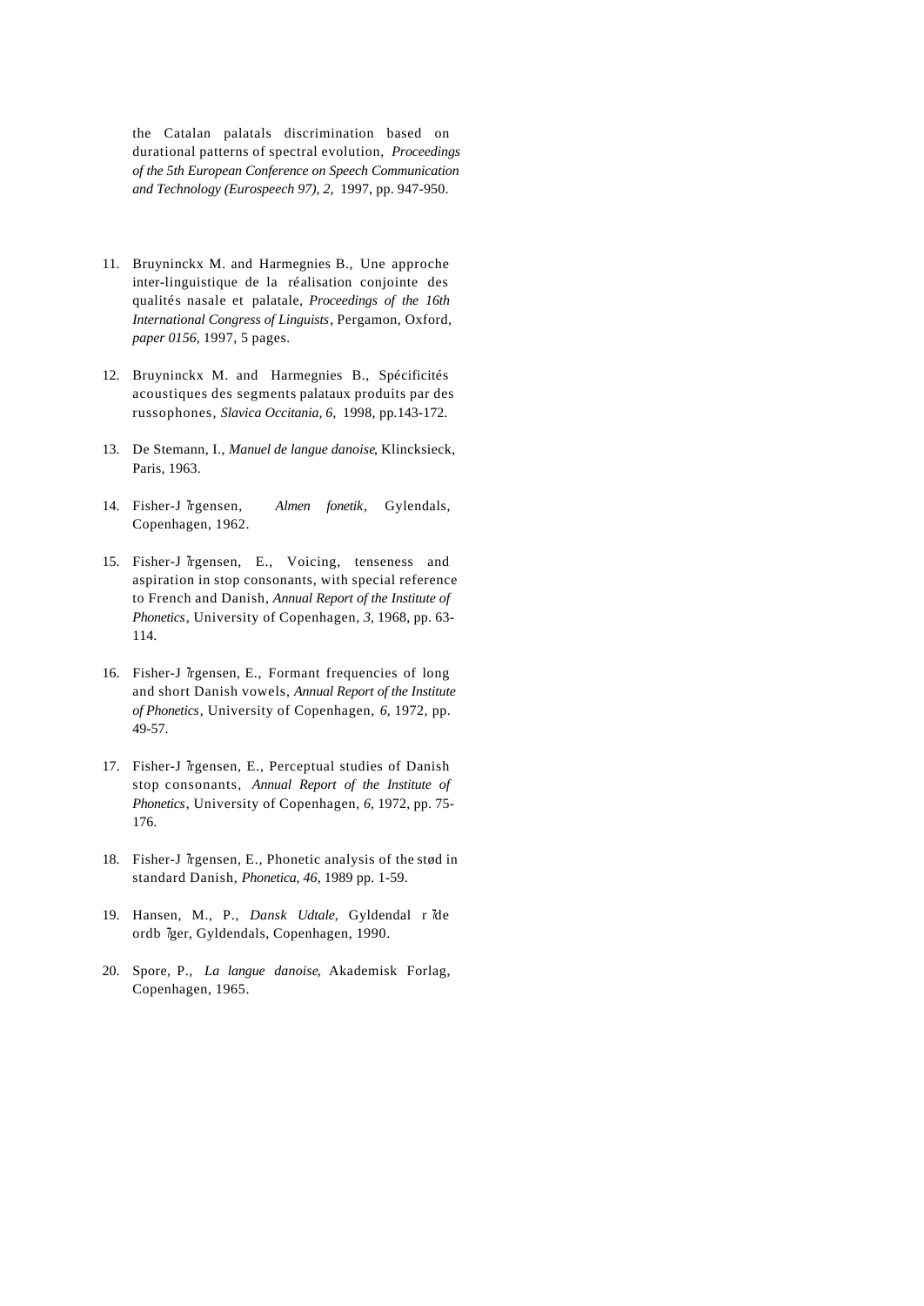the Catalan palatals discrimination based on durational patterns of spectral evolution, *Proceedings of the 5th European Conference on Speech Communication and Technology (Eurospeech 97), 2,* 1997, pp. 947-950.

11. Bruyninckx M. and Harmegnies B., Une approche inter-linguistique de la réalisation conjointe des qualités nasale et palatale, *Proceedings of the 16th International Congress of Linguists*, Pergamon, Oxford, *paper 0156*, 1997, 5 pages.

12. Bruyninckx M. and Harmegnies B., Spécificités acoustiques des segments palataux produits par des russophones, *Slavica Occitania, 6,* 1998, pp.143-172.

13. De Stemann, I., *Manuel de langue danoise*, Klincksieck, Paris, 1963.

14. Fisher-J ïrgensen, *Almen fonetik*, Gylendals, Copenhagen, 1962.

15. Fisher-J ïrgensen, E., Voicing, tenseness and aspiration in stop consonants, with special reference to French and Danish, *Annual Report of the Institute of Phonetics*, University of Copenhagen, *3*, 1968, pp. 63-114.

16. Fisher-J ïrgensen, E., Formant frequencies of long and short Danish vowels, *Annual Report of the Institute of Phonetics*, University of Copenhagen, *6,* 1972, pp. 49-57.

17. Fisher-J ïrgensen, E., Perceptual studies of Danish stop consonants, *Annual Report of the Institute of Phonetics*, University of Copenhagen, *6*, 1972, pp. 75-176.

18. Fisher-J ïrgensen, E., Phonetic analysis of the stød in standard Danish, *Phonetica, 46,* 1989 pp. 1-59.

19. Hansen, M., P., *Dansk Udtale,* Gyldendal r ïde ordb ïger, Gyldendals, Copenhagen, 1990.

20. Spore, P., *La langue danoise*, Akademisk Forlag, Copenhagen, 1965.